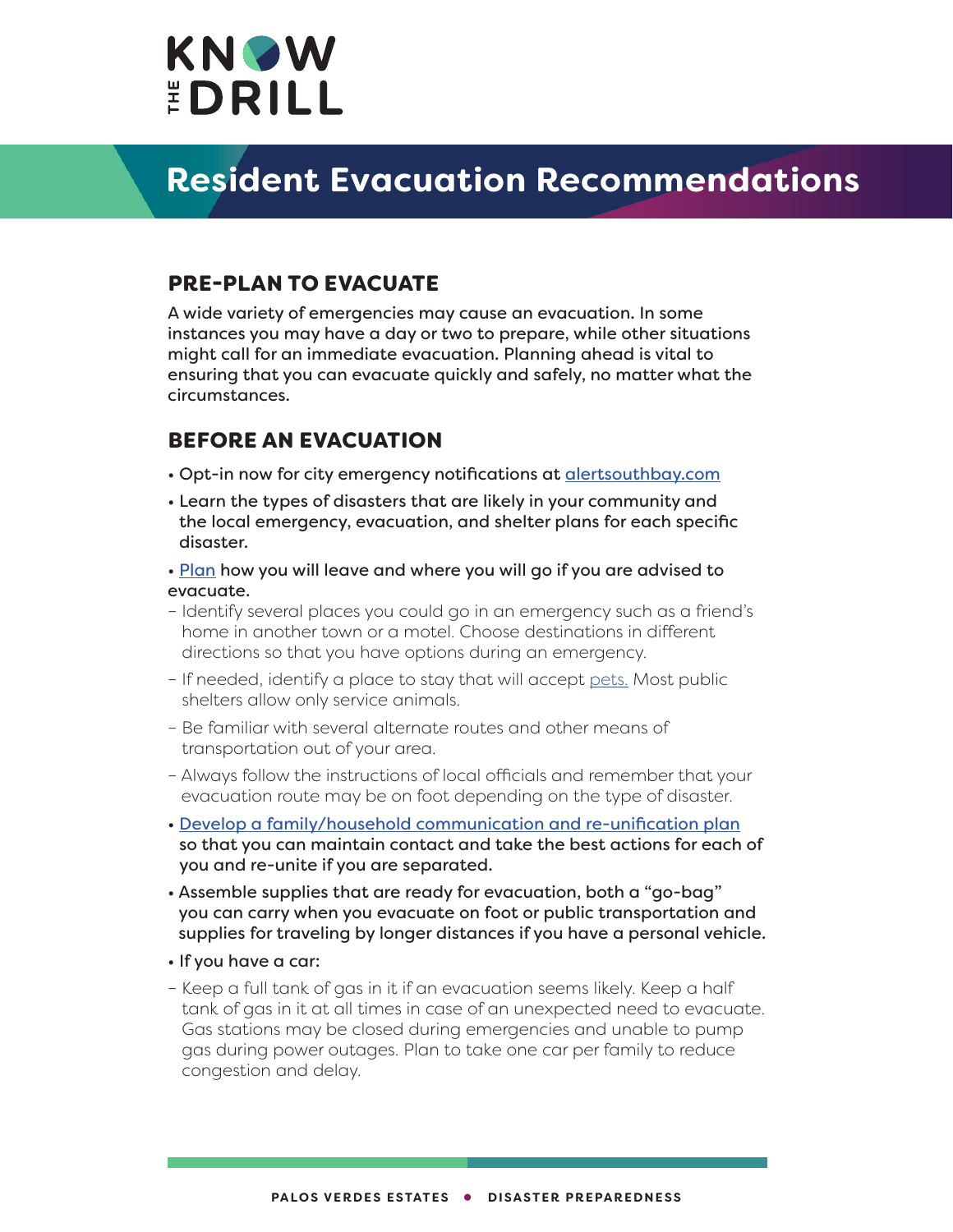# KNOW THE DRILL

## Resident Evacuation Recommendations

### PRE-PLAN TO EVACUATE

A wide variety of emergencies may cause an evacuation. In some instances you may have a day or two to prepare, while other situations might call for an immediate evacuation. Planning ahead is vital to ensuring that you can evacuate quickly and safely, no matter what the circumstances.

### BEFORE AN EVACUATION

- Opt-in now for city emergency notifications at alertsouthbay.com
- Learn the types of disasters that are likely in your community and the local emergency, evacuation, and shelter plans for each specific disaster.
- Plan how you will leave and where you will go if you are advised to evacuate.
  - Identify several places you could go in an emergency such as a friend's home in another town or a motel. Choose destinations in different directions so that you have options during an emergency.
  - If needed, identify a place to stay that will accept pets. Most public shelters allow only service animals.
  - Be familiar with several alternate routes and other means of transportation out of your area.
  - Always follow the instructions of local officials and remember that your evacuation route may be on foot depending on the type of disaster.
- Develop a family/household communication and re-unification plan so that you can maintain contact and take the best actions for each of you and re-unite if you are separated.
- Assemble supplies that are ready for evacuation, both a "go-bag" you can carry when you evacuate on foot or public transportation and supplies for traveling by longer distances if you have a personal vehicle.
- If you have a car:
  - Keep a full tank of gas in it if an evacuation seems likely. Keep a half tank of gas in it at all times in case of an unexpected need to evacuate. Gas stations may be closed during emergencies and unable to pump gas during power outages. Plan to take one car per family to reduce congestion and delay.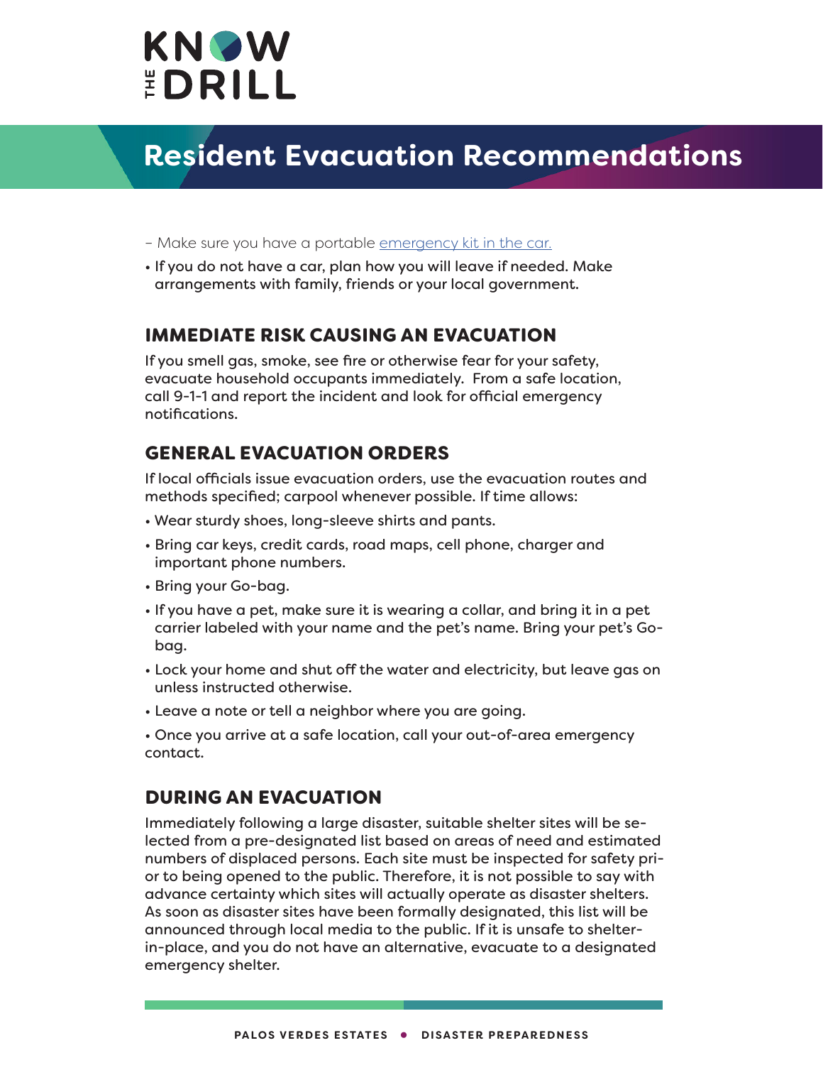# Resident Evacuation Recommendations

– Make sure you have a portable emergency kit in the car.

- If you do not have a car, plan how you will leave if needed. Make arrangements with family, friends or your local government.

## IMMEDIATE RISK CAUSING AN EVACUATION

If you smell gas, smoke, see fire or otherwise fear for your safety, evacuate household occupants immediately. From a safe location, call 9-1-1 and report the incident and look for official emergency notifications.

## GENERAL EVACUATION ORDERS

If local officials issue evacuation orders, use the evacuation routes and methods specified; carpool whenever possible. If time allows:

- Wear sturdy shoes, long-sleeve shirts and pants.
- Bring car keys, credit cards, road maps, cell phone, charger and important phone numbers.
- Bring your Go-bag.
- If you have a pet, make sure it is wearing a collar, and bring it in a pet carrier labeled with your name and the pet's name. Bring your pet's Go-bag.
- Lock your home and shut off the water and electricity, but leave gas on unless instructed otherwise.
- Leave a note or tell a neighbor where you are going.
- Once you arrive at a safe location, call your out-of-area emergency contact.

## DURING AN EVACUATION

Immediately following a large disaster, suitable shelter sites will be selected from a pre-designated list based on areas of need and estimated numbers of displaced persons. Each site must be inspected for safety prior to being opened to the public. Therefore, it is not possible to say with advance certainty which sites will actually operate as disaster shelters. As soon as disaster sites have been formally designated, this list will be announced through local media to the public. If it is unsafe to shelter-in-place, and you do not have an alternative, evacuate to a designated emergency shelter.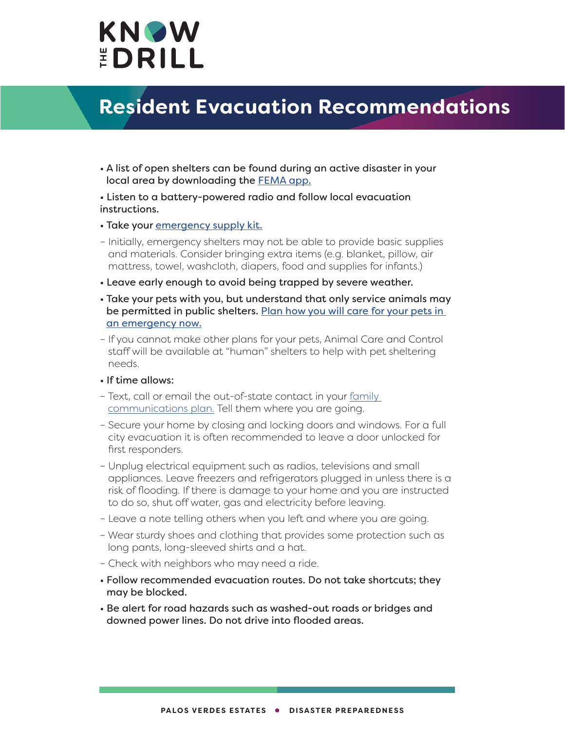# Resident Evacuation Recommendations

- A list of open shelters can be found during an active disaster in your local area by downloading the FEMA app.
- Listen to a battery-powered radio and follow local evacuation instructions.
- Take your emergency supply kit.
  - Initially, emergency shelters may not be able to provide basic supplies and materials. Consider bringing extra items (e.g. blanket, pillow, air mattress, towel, washcloth, diapers, food and supplies for infants.)
- Leave early enough to avoid being trapped by severe weather.
- Take your pets with you, but understand that only service animals may be permitted in public shelters. Plan how you will care for your pets in an emergency now.
  - If you cannot make other plans for your pets, Animal Care and Control staff will be available at "human" shelters to help with pet sheltering needs.
- If time allows:
  - Text, call or email the out-of-state contact in your family communications plan. Tell them where you are going.
  - Secure your home by closing and locking doors and windows. For a full city evacuation it is often recommended to leave a door unlocked for first responders.
  - Unplug electrical equipment such as radios, televisions and small appliances. Leave freezers and refrigerators plugged in unless there is a risk of flooding. If there is damage to your home and you are instructed to do so, shut off water, gas and electricity before leaving.
  - Leave a note telling others when you left and where you are going.
  - Wear sturdy shoes and clothing that provides some protection such as long pants, long-sleeved shirts and a hat.
  - Check with neighbors who may need a ride.
- Follow recommended evacuation routes. Do not take shortcuts; they may be blocked.
- Be alert for road hazards such as washed-out roads or bridges and downed power lines. Do not drive into flooded areas.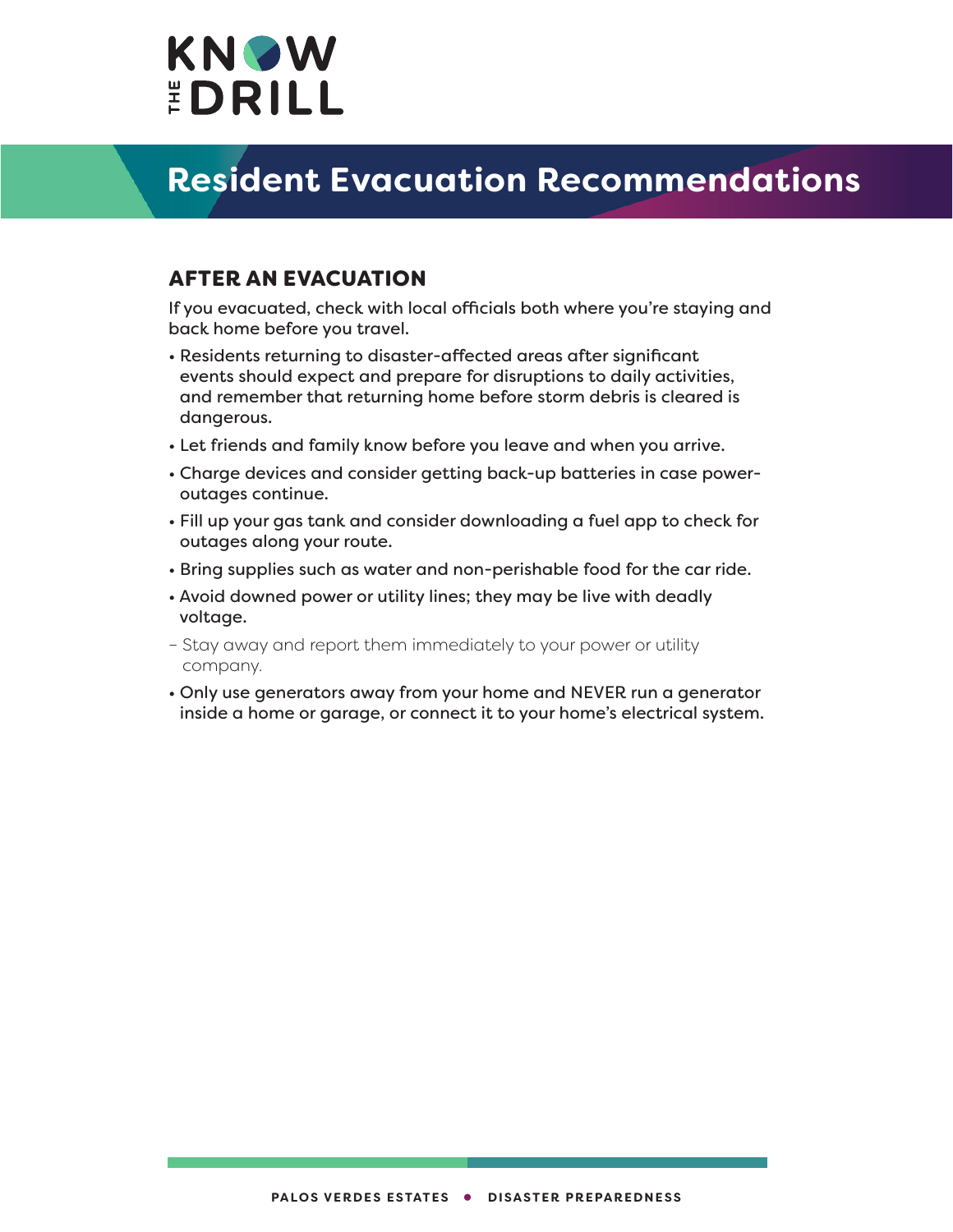# Resident Evacuation Recommendations

## AFTER AN EVACUATION

If you evacuated, check with local officials both where you're staying and back home before you travel.

- Residents returning to disaster-affected areas after significant events should expect and prepare for disruptions to daily activities, and remember that returning home before storm debris is cleared is dangerous.
- Let friends and family know before you leave and when you arrive.
- Charge devices and consider getting back-up batteries in case power-outages continue.
- Fill up your gas tank and consider downloading a fuel app to check for outages along your route.
- Bring supplies such as water and non-perishable food for the car ride.
- Avoid downed power or utility lines; they may be live with deadly voltage.
  - Stay away and report them immediately to your power or utility company.
- Only use generators away from your home and NEVER run a generator inside a home or garage, or connect it to your home's electrical system.